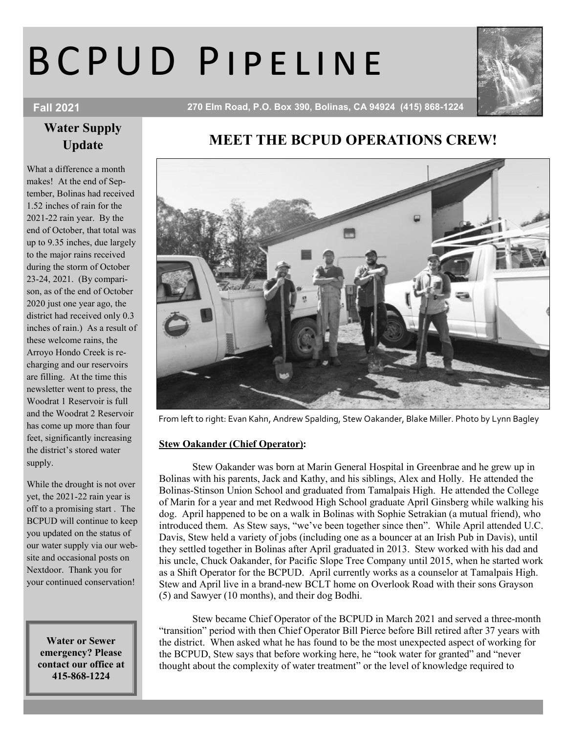# BCPUD Pipeline

**Fall 2021** — 270 Elm Road, P.O. Box 390, Bolinas, CA 94924 (415) 868-1224

## Water Supply Update

What a difference a month makes! At the end of September, Bolinas had received 1.52 inches of rain for the 2021-22 rain year. By the end of October, that total was up to 9.35 inches, due largely to the major rains received during the storm of October 23-24, 2021. (By comparison, as of the end of October 2020 just one year ago, the district had received only 0.3 inches of rain.) As a result of these welcome rains, the Arroyo Hondo Creek is recharging and our reservoirs are filling. At the time this newsletter went to press, the Woodrat 1 Reservoir is full and the Woodrat 2 Reservoir has come up more than four feet, significantly increasing the district's stored water supply.

While the drought is not over yet, the 2021-22 rain year is off to a promising start . The BCPUD will continue to keep you updated on the status of our water supply via our website and occasional posts on Nextdoor. Thank you for your continued conservation!

**Water or Sewer emergency? Please contact our office at 415-868-1224**

## MEET THE BCPUD OPERATIONS CREW!

From left to right: Evan Kahn, Andrew Spalding, Stew Oakander, Blake Miller. Photo by Lynn Bagley

**Stew Oakander (Chief Operator):**

Stew Oakander was born at Marin General Hospital in Greenbrae and he grew up in Bolinas with his parents, Jack and Kathy, and his siblings, Alex and Holly. He attended the Bolinas-Stinson Union School and graduated from Tamalpais High. He attended the College of Marin for a year and met Redwood High School graduate April Ginsberg while walking his dog. April happened to be on a walk in Bolinas with Sophie Setrakian (a mutual friend), who introduced them. As Stew says, "we've been together since then". While April attended U.C. Davis, Stew held a variety of jobs (including one as a bouncer at an Irish Pub in Davis), until they settled together in Bolinas after April graduated in 2013. Stew worked with his dad and his uncle, Chuck Oakander, for Pacific Slope Tree Company until 2015, when he started work as a Shift Operator for the BCPUD. April currently works as a counselor at Tamalpais High. Stew and April live in a brand-new BCLT home on Overlook Road with their sons Grayson (5) and Sawyer (10 months), and their dog Bodhi.

Stew became Chief Operator of the BCPUD in March 2021 and served a three-month "transition" period with then Chief Operator Bill Pierce before Bill retired after 37 years with the district. When asked what he has found to be the most unexpected aspect of working for the BCPUD, Stew says that before working here, he "took water for granted" and "never thought about the complexity of water treatment" or the level of knowledge required to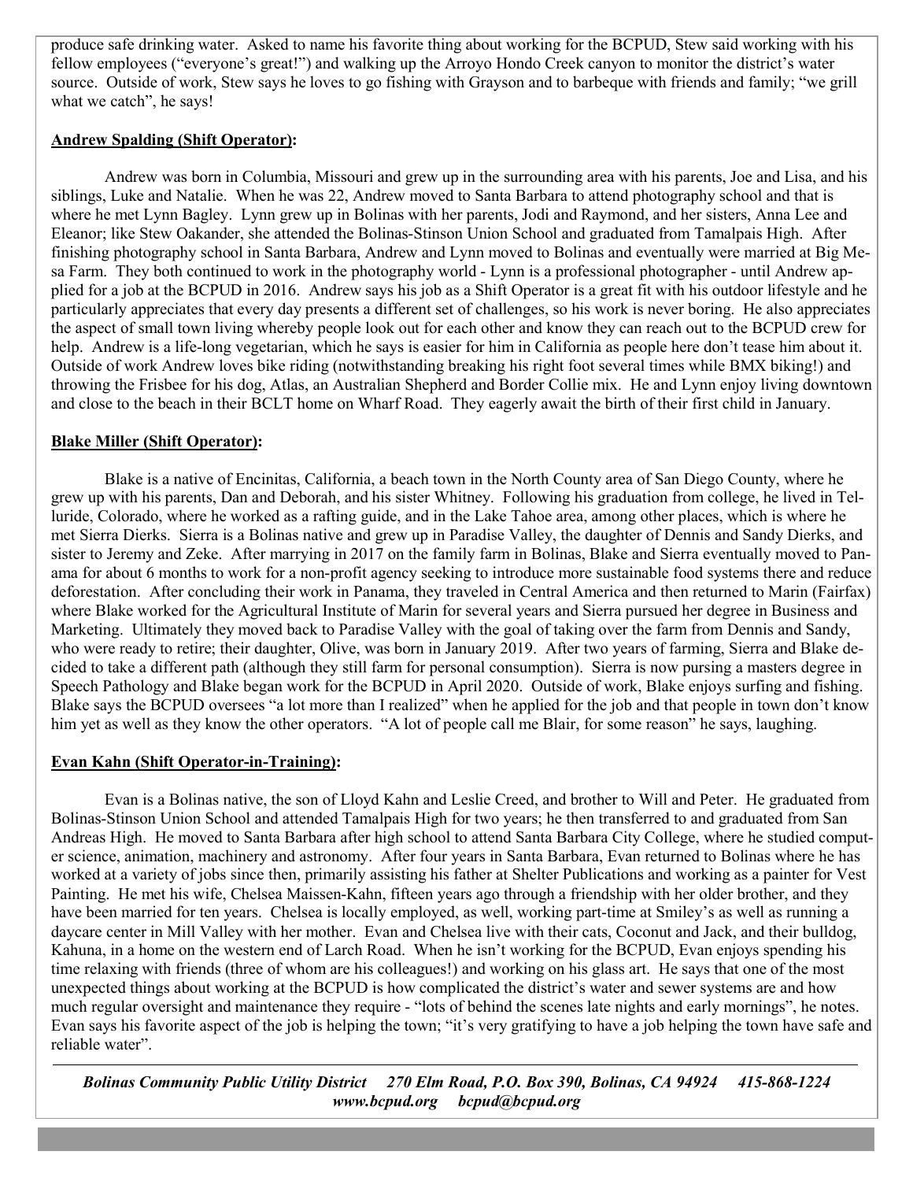produce safe drinking water. Asked to name his favorite thing about working for the BCPUD, Stew said working with his fellow employees ("everyone's great!") and walking up the Arroyo Hondo Creek canyon to monitor the district's water source. Outside of work, Stew says he loves to go fishing with Grayson and to barbeque with friends and family; "we grill what we catch", he says!

**Andrew Spalding (Shift Operator):**

Andrew was born in Columbia, Missouri and grew up in the surrounding area with his parents, Joe and Lisa, and his siblings, Luke and Natalie. When he was 22, Andrew moved to Santa Barbara to attend photography school and that is where he met Lynn Bagley. Lynn grew up in Bolinas with her parents, Jodi and Raymond, and her sisters, Anna Lee and Eleanor; like Stew Oakander, she attended the Bolinas-Stinson Union School and graduated from Tamalpais High. After finishing photography school in Santa Barbara, Andrew and Lynn moved to Bolinas and eventually were married at Big Mesa Farm. They both continued to work in the photography world - Lynn is a professional photographer - until Andrew applied for a job at the BCPUD in 2016. Andrew says his job as a Shift Operator is a great fit with his outdoor lifestyle and he particularly appreciates that every day presents a different set of challenges, so his work is never boring. He also appreciates the aspect of small town living whereby people look out for each other and know they can reach out to the BCPUD crew for help. Andrew is a life-long vegetarian, which he says is easier for him in California as people here don't tease him about it. Outside of work Andrew loves bike riding (notwithstanding breaking his right foot several times while BMX biking!) and throwing the Frisbee for his dog, Atlas, an Australian Shepherd and Border Collie mix. He and Lynn enjoy living downtown and close to the beach in their BCLT home on Wharf Road. They eagerly await the birth of their first child in January.

**Blake Miller (Shift Operator):**

Blake is a native of Encinitas, California, a beach town in the North County area of San Diego County, where he grew up with his parents, Dan and Deborah, and his sister Whitney. Following his graduation from college, he lived in Telluride, Colorado, where he worked as a rafting guide, and in the Lake Tahoe area, among other places, which is where he met Sierra Dierks. Sierra is a Bolinas native and grew up in Paradise Valley, the daughter of Dennis and Sandy Dierks, and sister to Jeremy and Zeke. After marrying in 2017 on the family farm in Bolinas, Blake and Sierra eventually moved to Panama for about 6 months to work for a non-profit agency seeking to introduce more sustainable food systems there and reduce deforestation. After concluding their work in Panama, they traveled in Central America and then returned to Marin (Fairfax) where Blake worked for the Agricultural Institute of Marin for several years and Sierra pursued her degree in Business and Marketing. Ultimately they moved back to Paradise Valley with the goal of taking over the farm from Dennis and Sandy, who were ready to retire; their daughter, Olive, was born in January 2019. After two years of farming, Sierra and Blake decided to take a different path (although they still farm for personal consumption). Sierra is now pursing a masters degree in Speech Pathology and Blake began work for the BCPUD in April 2020. Outside of work, Blake enjoys surfing and fishing. Blake says the BCPUD oversees "a lot more than I realized" when he applied for the job and that people in town don't know him yet as well as they know the other operators. "A lot of people call me Blair, for some reason" he says, laughing.

**Evan Kahn (Shift Operator-in-Training):**

Evan is a Bolinas native, the son of Lloyd Kahn and Leslie Creed, and brother to Will and Peter. He graduated from Bolinas-Stinson Union School and attended Tamalpais High for two years; he then transferred to and graduated from San Andreas High. He moved to Santa Barbara after high school to attend Santa Barbara City College, where he studied computer science, animation, machinery and astronomy. After four years in Santa Barbara, Evan returned to Bolinas where he has worked at a variety of jobs since then, primarily assisting his father at Shelter Publications and working as a painter for Vest Painting. He met his wife, Chelsea Maissen-Kahn, fifteen years ago through a friendship with her older brother, and they have been married for ten years. Chelsea is locally employed, as well, working part-time at Smiley's as well as running a daycare center in Mill Valley with her mother. Evan and Chelsea live with their cats, Coconut and Jack, and their bulldog, Kahuna, in a home on the western end of Larch Road. When he isn't working for the BCPUD, Evan enjoys spending his time relaxing with friends (three of whom are his colleagues!) and working on his glass art. He says that one of the most unexpected things about working at the BCPUD is how complicated the district's water and sewer systems are and how much regular oversight and maintenance they require - "lots of behind the scenes late nights and early mornings", he notes. Evan says his favorite aspect of the job is helping the town; "it's very gratifying to have a job helping the town have safe and reliable water".